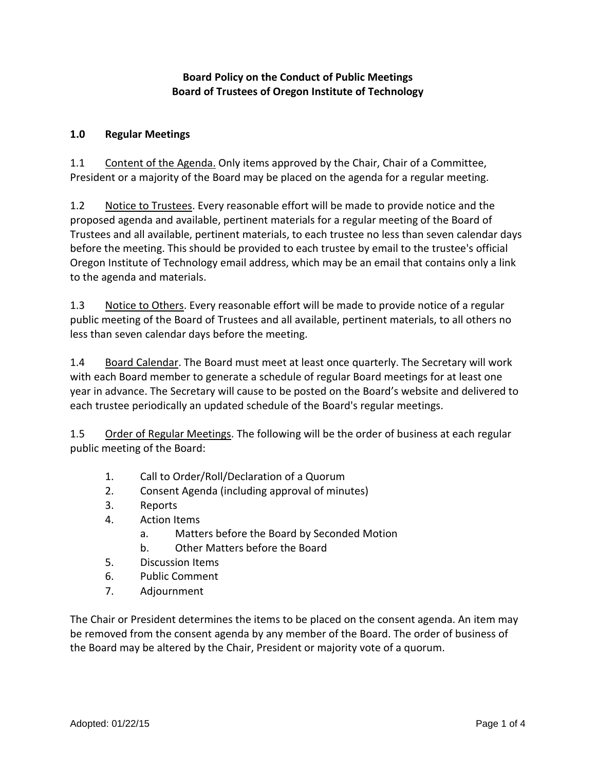# Board Policy on the Conduct of Public Meetings
# Board of Trustees of Oregon Institute of Technology

## 1.0 Regular Meetings

1.1 Content of the Agenda. Only items approved by the Chair, Chair of a Committee, President or a majority of the Board may be placed on the agenda for a regular meeting.

1.2 Notice to Trustees. Every reasonable effort will be made to provide notice and the proposed agenda and available, pertinent materials for a regular meeting of the Board of Trustees and all available, pertinent materials, to each trustee no less than seven calendar days before the meeting. This should be provided to each trustee by email to the trustee's official Oregon Institute of Technology email address, which may be an email that contains only a link to the agenda and materials.

1.3 Notice to Others. Every reasonable effort will be made to provide notice of a regular public meeting of the Board of Trustees and all available, pertinent materials, to all others no less than seven calendar days before the meeting.

1.4 Board Calendar. The Board must meet at least once quarterly. The Secretary will work with each Board member to generate a schedule of regular Board meetings for at least one year in advance. The Secretary will cause to be posted on the Board's website and delivered to each trustee periodically an updated schedule of the Board's regular meetings.

1.5 Order of Regular Meetings. The following will be the order of business at each regular public meeting of the Board:

1. Call to Order/Roll/Declaration of a Quorum
2. Consent Agenda (including approval of minutes)
3. Reports
4. Action Items
    a. Matters before the Board by Seconded Motion
    b. Other Matters before the Board
5. Discussion Items
6. Public Comment
7. Adjournment

The Chair or President determines the items to be placed on the consent agenda. An item may be removed from the consent agenda by any member of the Board. The order of business of the Board may be altered by the Chair, President or majority vote of a quorum.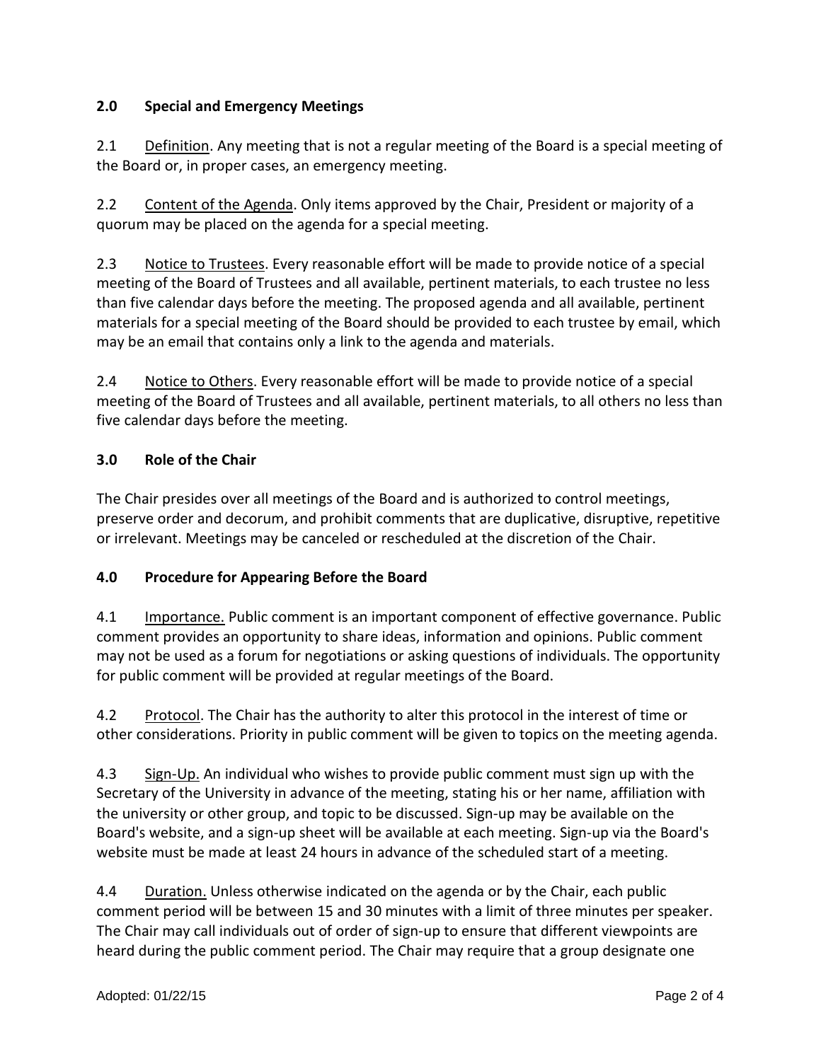## 2.0 Special and Emergency Meetings

2.1 Definition. Any meeting that is not a regular meeting of the Board is a special meeting of the Board or, in proper cases, an emergency meeting.

2.2 Content of the Agenda. Only items approved by the Chair, President or majority of a quorum may be placed on the agenda for a special meeting.

2.3 Notice to Trustees. Every reasonable effort will be made to provide notice of a special meeting of the Board of Trustees and all available, pertinent materials, to each trustee no less than five calendar days before the meeting. The proposed agenda and all available, pertinent materials for a special meeting of the Board should be provided to each trustee by email, which may be an email that contains only a link to the agenda and materials.

2.4 Notice to Others. Every reasonable effort will be made to provide notice of a special meeting of the Board of Trustees and all available, pertinent materials, to all others no less than five calendar days before the meeting.

## 3.0 Role of the Chair

The Chair presides over all meetings of the Board and is authorized to control meetings, preserve order and decorum, and prohibit comments that are duplicative, disruptive, repetitive or irrelevant. Meetings may be canceled or rescheduled at the discretion of the Chair.

## 4.0 Procedure for Appearing Before the Board

4.1 Importance. Public comment is an important component of effective governance. Public comment provides an opportunity to share ideas, information and opinions. Public comment may not be used as a forum for negotiations or asking questions of individuals. The opportunity for public comment will be provided at regular meetings of the Board.

4.2 Protocol. The Chair has the authority to alter this protocol in the interest of time or other considerations. Priority in public comment will be given to topics on the meeting agenda.

4.3 Sign-Up. An individual who wishes to provide public comment must sign up with the Secretary of the University in advance of the meeting, stating his or her name, affiliation with the university or other group, and topic to be discussed. Sign-up may be available on the Board's website, and a sign-up sheet will be available at each meeting. Sign-up via the Board's website must be made at least 24 hours in advance of the scheduled start of a meeting.

4.4 Duration. Unless otherwise indicated on the agenda or by the Chair, each public comment period will be between 15 and 30 minutes with a limit of three minutes per speaker. The Chair may call individuals out of order of sign-up to ensure that different viewpoints are heard during the public comment period. The Chair may require that a group designate one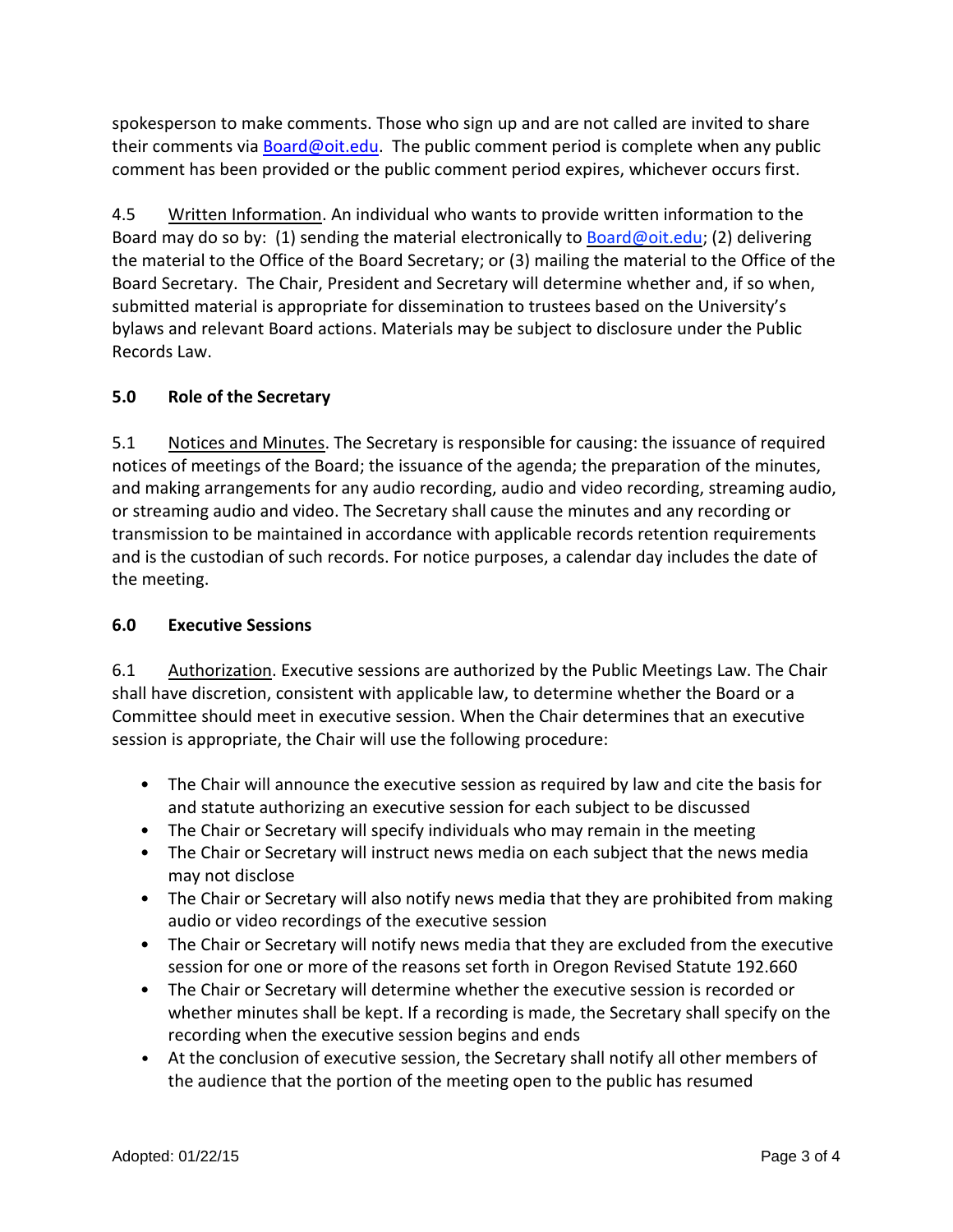spokesperson to make comments. Those who sign up and are not called are invited to share their comments via [Board@oit.edu](mailto:Board@oit.edu). The public comment period is complete when any public comment has been provided or the public comment period expires, whichever occurs first.

4.5 Written Information. An individual who wants to provide written information to the Board may do so by: (1) sending the material electronically to [Board@oit.edu](mailto:Board@oit.edu); (2) delivering the material to the Office of the Board Secretary; or (3) mailing the material to the Office of the Board Secretary. The Chair, President and Secretary will determine whether and, if so when, submitted material is appropriate for dissemination to trustees based on the University's bylaws and relevant Board actions. Materials may be subject to disclosure under the Public Records Law.

### 5.0 Role of the Secretary

5.1 Notices and Minutes. The Secretary is responsible for causing: the issuance of required notices of meetings of the Board; the issuance of the agenda; the preparation of the minutes, and making arrangements for any audio recording, audio and video recording, streaming audio, or streaming audio and video. The Secretary shall cause the minutes and any recording or transmission to be maintained in accordance with applicable records retention requirements and is the custodian of such records. For notice purposes, a calendar day includes the date of the meeting.

### 6.0 Executive Sessions

6.1 Authorization. Executive sessions are authorized by the Public Meetings Law. The Chair shall have discretion, consistent with applicable law, to determine whether the Board or a Committee should meet in executive session. When the Chair determines that an executive session is appropriate, the Chair will use the following procedure:

- The Chair will announce the executive session as required by law and cite the basis for and statute authorizing an executive session for each subject to be discussed
- The Chair or Secretary will specify individuals who may remain in the meeting
- The Chair or Secretary will instruct news media on each subject that the news media may not disclose
- The Chair or Secretary will also notify news media that they are prohibited from making audio or video recordings of the executive session
- The Chair or Secretary will notify news media that they are excluded from the executive session for one or more of the reasons set forth in Oregon Revised Statute 192.660
- The Chair or Secretary will determine whether the executive session is recorded or whether minutes shall be kept. If a recording is made, the Secretary shall specify on the recording when the executive session begins and ends
- At the conclusion of executive session, the Secretary shall notify all other members of the audience that the portion of the meeting open to the public has resumed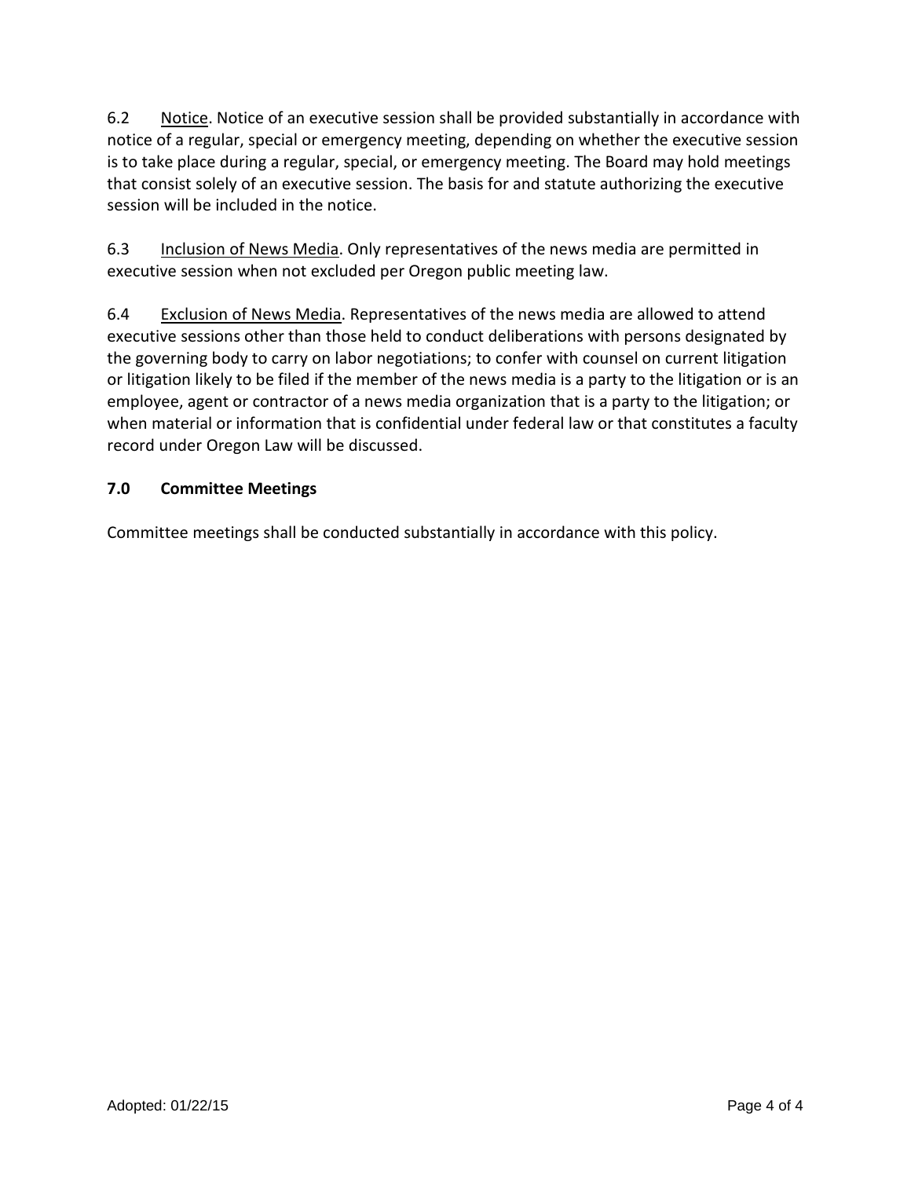6.2 Notice. Notice of an executive session shall be provided substantially in accordance with notice of a regular, special or emergency meeting, depending on whether the executive session is to take place during a regular, special, or emergency meeting. The Board may hold meetings that consist solely of an executive session. The basis for and statute authorizing the executive session will be included in the notice.

6.3 Inclusion of News Media. Only representatives of the news media are permitted in executive session when not excluded per Oregon public meeting law.

6.4 Exclusion of News Media. Representatives of the news media are allowed to attend executive sessions other than those held to conduct deliberations with persons designated by the governing body to carry on labor negotiations; to confer with counsel on current litigation or litigation likely to be filed if the member of the news media is a party to the litigation or is an employee, agent or contractor of a news media organization that is a party to the litigation; or when material or information that is confidential under federal law or that constitutes a faculty record under Oregon Law will be discussed.

### 7.0 Committee Meetings

Committee meetings shall be conducted substantially in accordance with this policy.

Adopted: 01/22/15